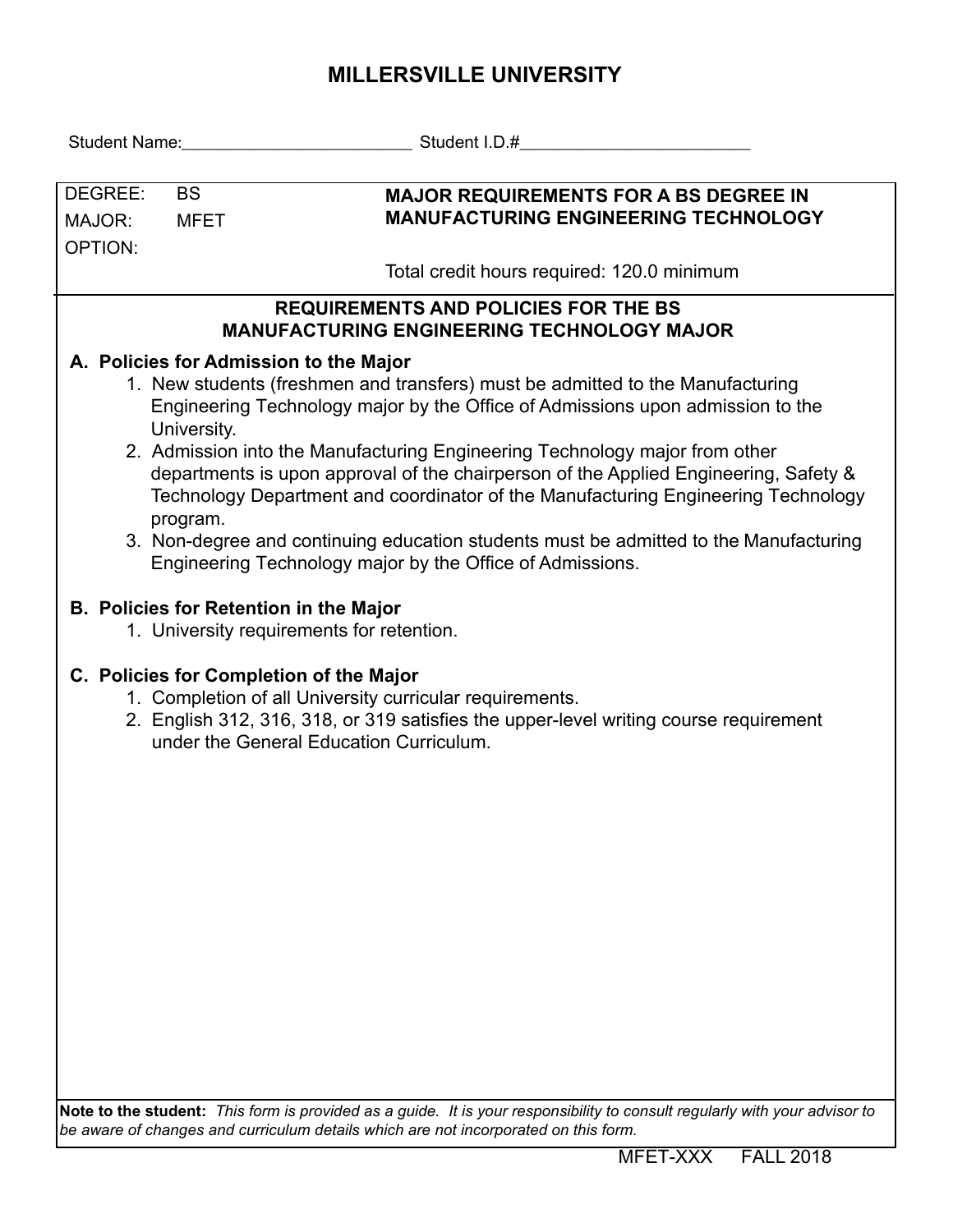# MILLERSVILLE UNIVERSITY

Student Name:_________________________ Student I.D.#_________________________

| DEGREE: BS<br>MAJOR: MFET<br>OPTION: | **MAJOR REQUIREMENTS FOR A BS DEGREE IN MANUFACTURING ENGINEERING TECHNOLOGY**<br><br>Total credit hours required: 120.0 minimum |
|---|---|

## REQUIREMENTS AND POLICIES FOR THE BS MANUFACTURING ENGINEERING TECHNOLOGY MAJOR

### A. Policies for Admission to the Major

1. New students (freshmen and transfers) must be admitted to the Manufacturing Engineering Technology major by the Office of Admissions upon admission to the University.
2. Admission into the Manufacturing Engineering Technology major from other departments is upon approval of the chairperson of the Applied Engineering, Safety & Technology Department and coordinator of the Manufacturing Engineering Technology program.
3. Non-degree and continuing education students must be admitted to the Manufacturing Engineering Technology major by the Office of Admissions.

### B. Policies for Retention in the Major

1. University requirements for retention.

### C. Policies for Completion of the Major

1. Completion of all University curricular requirements.
2. English 312, 316, 318, or 319 satisfies the upper-level writing course requirement under the General Education Curriculum.

**Note to the student:** *This form is provided as a guide. It is your responsibility to consult regularly with your advisor to be aware of changes and curriculum details which are not incorporated on this form.*

MFET-XXX FALL 2018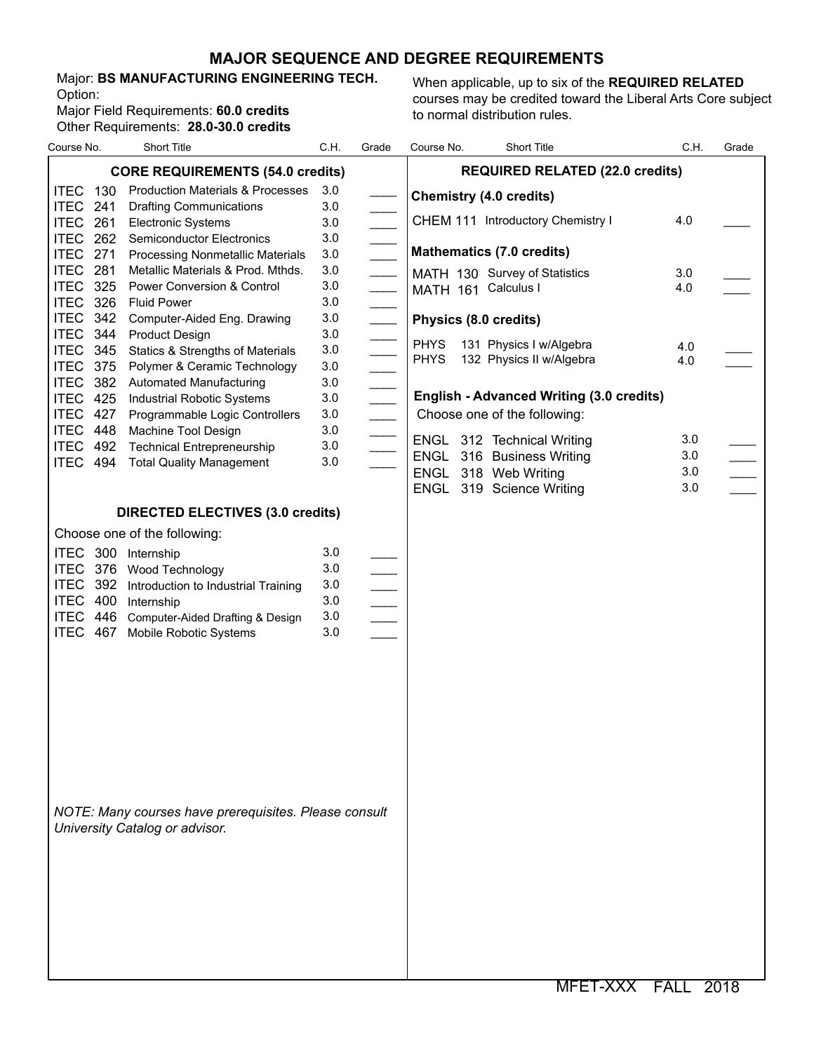# MAJOR SEQUENCE AND DEGREE REQUIREMENTS

Major: **BS MANUFACTURING ENGINEERING TECH.**
Option:
Major Field Requirements: **60.0 credits**
Other Requirements: **28.0-30.0 credits**

When applicable, up to six of the **REQUIRED RELATED** courses may be credited toward the Liberal Arts Core subject to normal distribution rules.

## CORE REQUIREMENTS (54.0 credits)

| Course No. | Short Title | C.H. | Grade |
|---|---|---|---|
| ITEC 130 | Production Materials & Processes | 3.0 | ____ |
| ITEC 241 | Drafting Communications | 3.0 | ____ |
| ITEC 261 | Electronic Systems | 3.0 | ____ |
| ITEC 262 | Semiconductor Electronics | 3.0 | ____ |
| ITEC 271 | Processing Nonmetallic Materials | 3.0 | ____ |
| ITEC 281 | Metallic Materials & Prod. Mthds. | 3.0 | ____ |
| ITEC 325 | Power Conversion & Control | 3.0 | ____ |
| ITEC 326 | Fluid Power | 3.0 | ____ |
| ITEC 342 | Computer-Aided Eng. Drawing | 3.0 | ____ |
| ITEC 344 | Product Design | 3.0 | ____ |
| ITEC 345 | Statics & Strengths of Materials | 3.0 | ____ |
| ITEC 375 | Polymer & Ceramic Technology | 3.0 | ____ |
| ITEC 382 | Automated Manufacturing | 3.0 | ____ |
| ITEC 425 | Industrial Robotic Systems | 3.0 | ____ |
| ITEC 427 | Programmable Logic Controllers | 3.0 | ____ |
| ITEC 448 | Machine Tool Design | 3.0 | ____ |
| ITEC 492 | Technical Entrepreneurship | 3.0 | ____ |
| ITEC 494 | Total Quality Management | 3.0 | ____ |

## DIRECTED ELECTIVES (3.0 credits)

Choose one of the following:

| Course No. | Short Title | C.H. | Grade |
|---|---|---|---|
| ITEC 300 | Internship | 3.0 | ____ |
| ITEC 376 | Wood Technology | 3.0 | ____ |
| ITEC 392 | Introduction to Industrial Training | 3.0 | ____ |
| ITEC 400 | Internship | 3.0 | ____ |
| ITEC 446 | Computer-Aided Drafting & Design | 3.0 | ____ |
| ITEC 467 | Mobile Robotic Systems | 3.0 | ____ |

*NOTE: Many courses have prerequisites. Please consult University Catalog or advisor.*

## REQUIRED RELATED (22.0 credits)

### Chemistry (4.0 credits)

| Course No. | Short Title | C.H. | Grade |
|---|---|---|---|
| CHEM 111 | Introductory Chemistry I | 4.0 | ____ |

### Mathematics (7.0 credits)

| Course No. | Short Title | C.H. | Grade |
|---|---|---|---|
| MATH 130 | Survey of Statistics | 3.0 | ____ |
| MATH 161 | Calculus I | 4.0 | ____ |

### Physics (8.0 credits)

| Course No. | Short Title | C.H. | Grade |
|---|---|---|---|
| PHYS 131 | Physics I w/Algebra | 4.0 | ____ |
| PHYS 132 | Physics II w/Algebra | 4.0 | ____ |

### English - Advanced Writing (3.0 credits)

Choose one of the following:

| Course No. | Short Title | C.H. | Grade |
|---|---|---|---|
| ENGL 312 | Technical Writing | 3.0 | ____ |
| ENGL 316 | Business Writing | 3.0 | ____ |
| ENGL 318 | Web Writing | 3.0 | ____ |
| ENGL 319 | Science Writing | 3.0 | ____ |

MFET-XXX FALL 2018